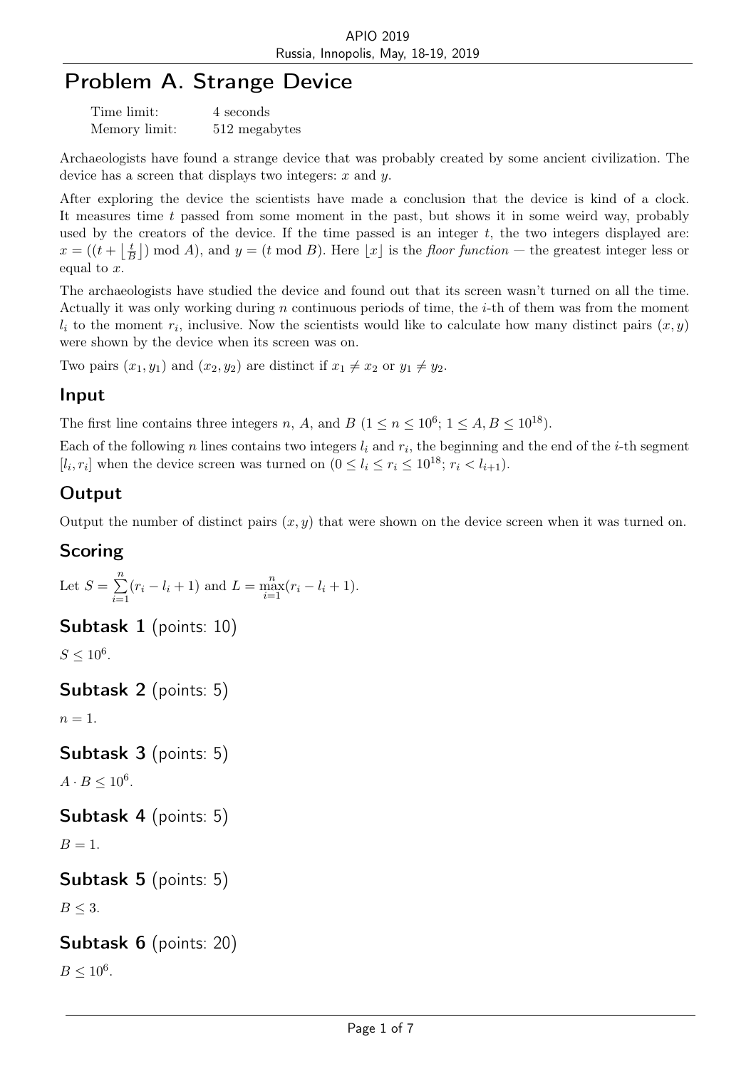# Problem A. Strange Device

| | |
|---|---|
| Time limit: | 4 seconds |
| Memory limit: | 512 megabytes |

Archaeologists have found a strange device that was probably created by some ancient civilization. The device has a screen that displays two integers: $x$ and $y$.

After exploring the device the scientists have made a conclusion that the device is kind of a clock. It measures time $t$ passed from some moment in the past, but shows it in some weird way, probably used by the creators of the device. If the time passed is an integer $t$, the two integers displayed are: $x = ((t + \lfloor \frac{t}{B} \rfloor) \bmod A)$, and $y = (t \bmod B)$. Here $\lfloor x \rfloor$ is the *floor function* — the greatest integer less or equal to $x$.

The archaeologists have studied the device and found out that its screen wasn't turned on all the time. Actually it was only working during $n$ continuous periods of time, the $i$-th of them was from the moment $l_i$ to the moment $r_i$, inclusive. Now the scientists would like to calculate how many distinct pairs $(x, y)$ were shown by the device when its screen was on.

Two pairs $(x_1, y_1)$ and $(x_2, y_2)$ are distinct if $x_1 \neq x_2$ or $y_1 \neq y_2$.

## Input

The first line contains three integers $n$, $A$, and $B$ ($1 \leq n \leq 10^6$; $1 \leq A, B \leq 10^{18}$).

Each of the following $n$ lines contains two integers $l_i$ and $r_i$, the beginning and the end of the $i$-th segment $[l_i, r_i]$ when the device screen was turned on ($0 \leq l_i \leq r_i \leq 10^{18}$; $r_i < l_{i+1}$).

## Output

Output the number of distinct pairs $(x, y)$ that were shown on the device screen when it was turned on.

## Scoring

Let $S = \sum_{i=1}^{n}(r_i - l_i + 1)$ and $L = \max_{i=1}^{n}(r_i - l_i + 1)$.

## Subtask 1 (points: 10)

$S \leq 10^6$.

## Subtask 2 (points: 5)

$n = 1$.

## Subtask 3 (points: 5)

$A \cdot B \leq 10^6$.

## Subtask 4 (points: 5)

$B = 1$.

## Subtask 5 (points: 5)

$B \leq 3$.

## Subtask 6 (points: 20)

$B \leq 10^6$.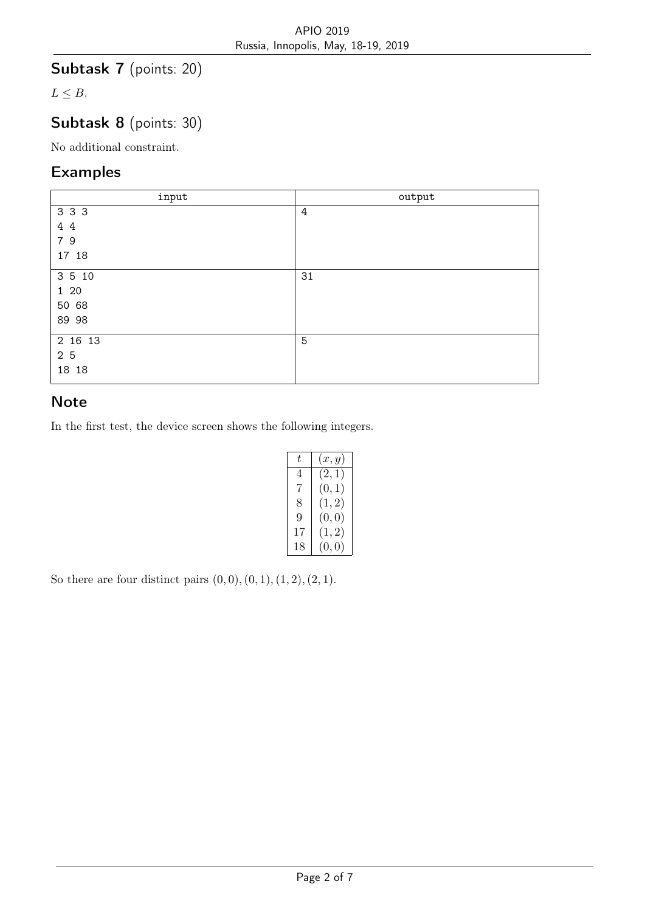## Subtask 7 (points: 20)

$L \leq B$.

## Subtask 8 (points: 30)

No additional constraint.

## Examples

| input | output |
|---|---|
| 3 3 3<br>4 4<br>7 9<br>17 18 | 4 |
| 3 5 10<br>1 20<br>50 68<br>89 98 | 31 |
| 2 16 13<br>2 5<br>18 18 | 5 |

## Note

In the first test, the device screen shows the following integers.

| $t$ | $(x, y)$ |
|---|---|
| 4 | $(2, 1)$ |
| 7 | $(0, 1)$ |
| 8 | $(1, 2)$ |
| 9 | $(0, 0)$ |
| 17 | $(1, 2)$ |
| 18 | $(0, 0)$ |

So there are four distinct pairs $(0, 0), (0, 1), (1, 2), (2, 1)$.